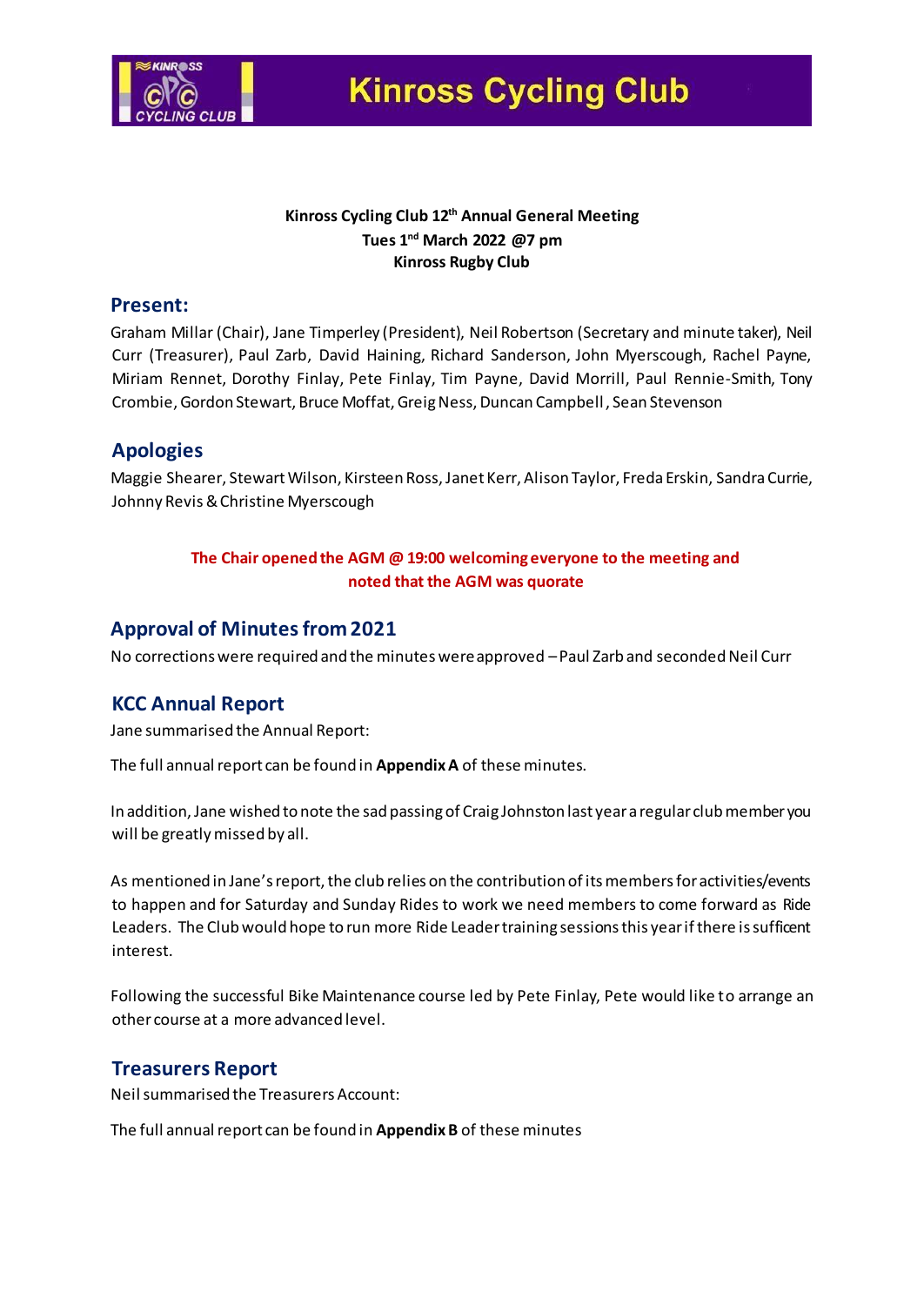# Kinross Cycling Club

**Kinross Cycling Club 12th Annual General Meeting**
**Tues 1st March 2022 @7 pm**
**Kinross Rugby Club**

## Present:

Graham Millar (Chair), Jane Timperley (President), Neil Robertson (Secretary and minute taker), Neil Curr (Treasurer), Paul Zarb, David Haining, Richard Sanderson, John Myerscough, Rachel Payne, Miriam Rennet, Dorothy Finlay, Pete Finlay, Tim Payne, David Morrill, Paul Rennie-Smith, Tony Crombie, Gordon Stewart, Bruce Moffat, Greig Ness, Duncan Campbell, Sean Stevenson

## Apologies

Maggie Shearer, Stewart Wilson, Kirsteen Ross, Janet Kerr, Alison Taylor, Freda Erskin, Sandra Currie, Johnny Revis & Christine Myerscough

**The Chair opened the AGM @ 19:00 welcoming everyone to the meeting and noted that the AGM was quorate**

## Approval of Minutes from 2021

No corrections were required and the minutes were approved – Paul Zarb and seconded Neil Curr

## KCC Annual Report

Jane summarised the Annual Report:

The full annual report can be found in **Appendix A** of these minutes.

In addition, Jane wished to note the sad passing of Craig Johnston last year a regular club member you will be greatly missed by all.

As mentioned in Jane's report, the club relies on the contribution of its members for activities/events to happen and for Saturday and Sunday Rides to work we need members to come forward as Ride Leaders. The Club would hope to run more Ride Leader training sessions this year if there is sufficent interest.

Following the successful Bike Maintenance course led by Pete Finlay, Pete would like to arrange an other course at a more advanced level.

## Treasurers Report

Neil summarised the Treasurers Account:

The full annual report can be found in **Appendix B** of these minutes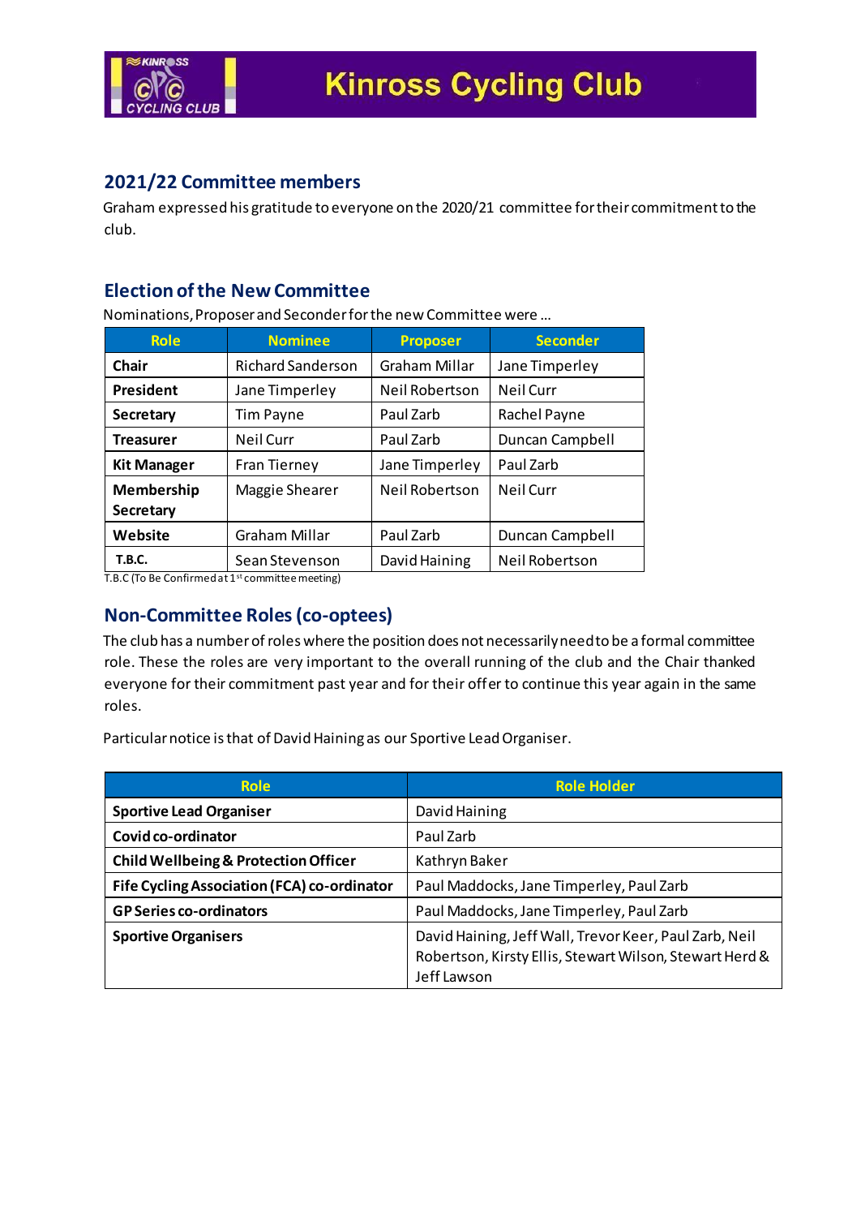## 2021/22 Committee members

Graham expressed his gratitude to everyone on the 2020/21 committee for their commitment to the club.

## Election of the New Committee

Nominations, Proposer and Seconder for the new Committee were …

| Role | Nominee | Proposer | Seconder |
|---|---|---|---|
| **Chair** | Richard Sanderson | Graham Millar | Jane Timperley |
| **President** | Jane Timperley | Neil Robertson | Neil Curr |
| **Secretary** | Tim Payne | Paul Zarb | Rachel Payne |
| **Treasurer** | Neil Curr | Paul Zarb | Duncan Campbell |
| **Kit Manager** | Fran Tierney | Jane Timperley | Paul Zarb |
| **Membership Secretary** | Maggie Shearer | Neil Robertson | Neil Curr |
| **Website** | Graham Millar | Paul Zarb | Duncan Campbell |
| **T.B.C.** | Sean Stevenson | David Haining | Neil Robertson |

T.B.C (To Be Confirmed at 1st committee meeting)

## Non-Committee Roles (co-optees)

The club has a number of roles where the position does not necessarily need to be a formal committee role. These the roles are very important to the overall running of the club and the Chair thanked everyone for their commitment past year and for their offer to continue this year again in the same roles.

Particular notice is that of David Haining as our Sportive Lead Organiser.

| Role | Role Holder |
|---|---|
| **Sportive Lead Organiser** | David Haining |
| **Covid co-ordinator** | Paul Zarb |
| **Child Wellbeing & Protection Officer** | Kathryn Baker |
| **Fife Cycling Association (FCA) co-ordinator** | Paul Maddocks, Jane Timperley, Paul Zarb |
| **GP Series co-ordinators** | Paul Maddocks, Jane Timperley, Paul Zarb |
| **Sportive Organisers** | David Haining, Jeff Wall, Trevor Keer, Paul Zarb, Neil Robertson, Kirsty Ellis, Stewart Wilson, Stewart Herd & Jeff Lawson |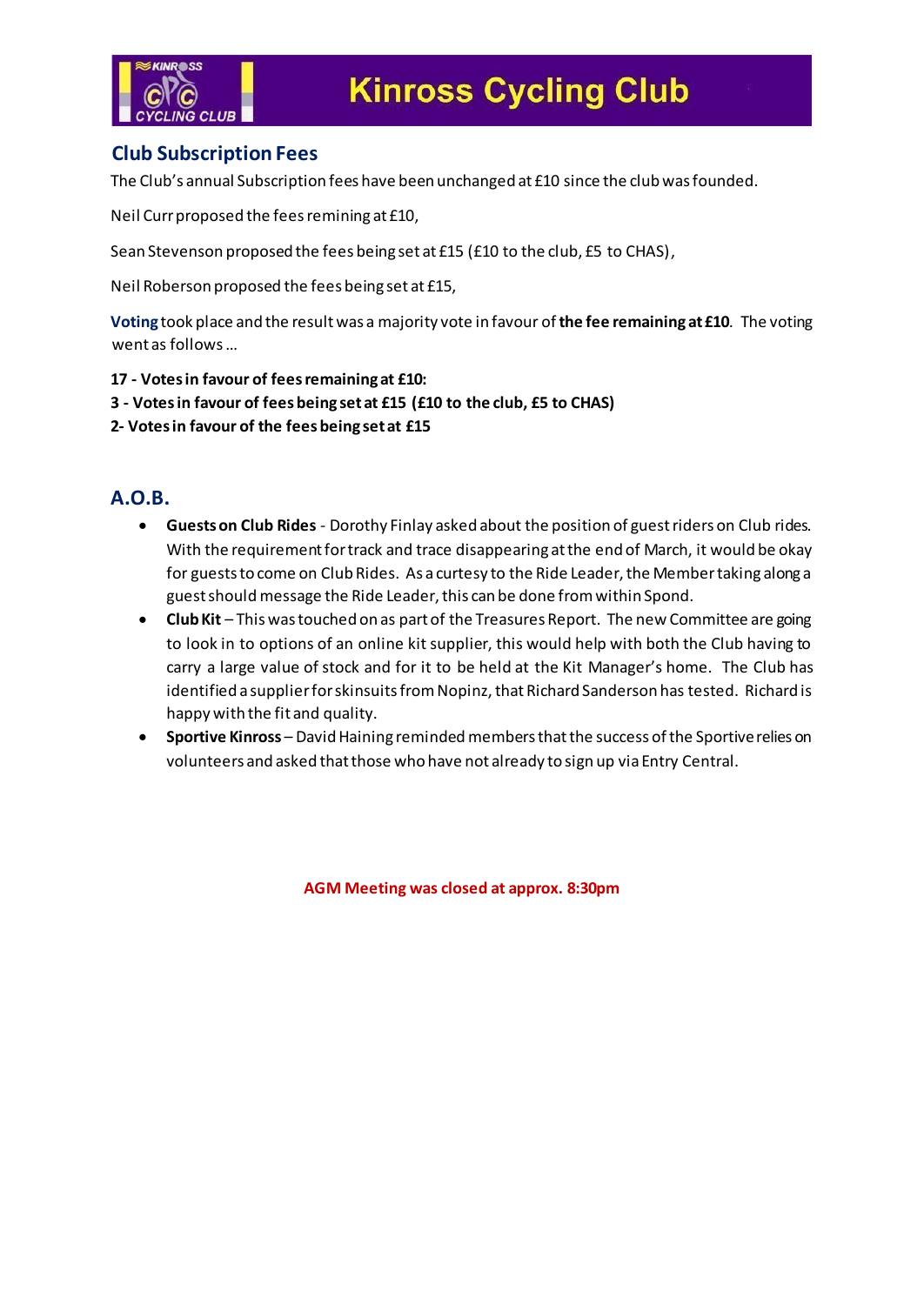## Club Subscription Fees

The Club's annual Subscription fees have been unchanged at £10 since the club was founded.

Neil Curr proposed the fees remining at £10,

Sean Stevenson proposed the fees being set at £15 (£10 to the club, £5 to CHAS),

Neil Roberson proposed the fees being set at £15,

**Voting** took place and the result was a majority vote in favour of **the fee remaining at £10**. The voting went as follows ...

**17 - Votes in favour of fees remaining at £10:**
**3 - Votes in favour of fees being set at £15 (£10 to the club, £5 to CHAS)**
**2- Votes in favour of the fees being set at £15**

## A.O.B.

- **Guests on Club Rides** - Dorothy Finlay asked about the position of guest riders on Club rides. With the requirement for track and trace disappearing at the end of March, it would be okay for guests to come on Club Rides. As a curtesy to the Ride Leader, the Member taking along a guest should message the Ride Leader, this can be done from within Spond.
- **Club Kit** – This was touched on as part of the Treasures Report. The new Committee are going to look in to options of an online kit supplier, this would help with both the Club having to carry a large value of stock and for it to be held at the Kit Manager's home. The Club has identified a supplier for skinsuits from Nopinz, that Richard Sanderson has tested. Richard is happy with the fit and quality.
- **Sportive Kinross** – David Haining reminded members that the success of the Sportive relies on volunteers and asked that those who have not already to sign up via Entry Central.

**AGM Meeting was closed at approx. 8:30pm**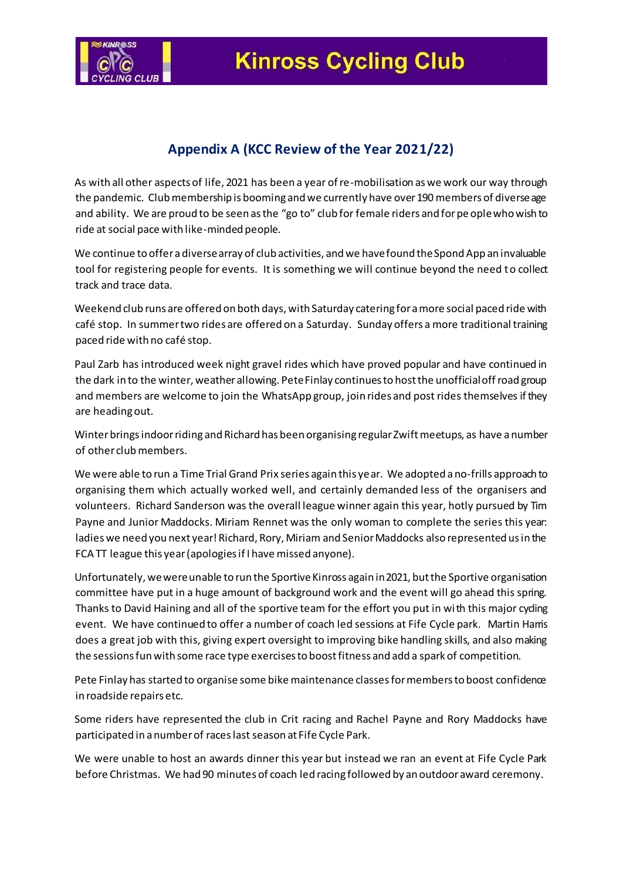## Appendix A (KCC Review of the Year 2021/22)

As with all other aspects of life, 2021 has been a year of re-mobilisation as we work our way through the pandemic. Club membership is booming and we currently have over 190 members of diverse age and ability. We are proud to be seen as the "go to" club for female riders and for people who wish to ride at social pace with like-minded people.

We continue to offer a diverse array of club activities, and we have found the Spond App an invaluable tool for registering people for events. It is something we will continue beyond the need to collect track and trace data.

Weekend club runs are offered on both days, with Saturday catering for a more social paced ride with café stop. In summer two rides are offered on a Saturday. Sunday offers a more traditional training paced ride with no café stop.

Paul Zarb has introduced week night gravel rides which have proved popular and have continued in the dark in to the winter, weather allowing. Pete Finlay continues to host the unofficial off road group and members are welcome to join the WhatsApp group, join rides and post rides themselves if they are heading out.

Winter brings indoor riding and Richard has been organising regular Zwift meetups, as have a number of other club members.

We were able to run a Time Trial Grand Prix series again this year. We adopted a no-frills approach to organising them which actually worked well, and certainly demanded less of the organisers and volunteers. Richard Sanderson was the overall league winner again this year, hotly pursued by Tim Payne and Junior Maddocks. Miriam Rennet was the only woman to complete the series this year: ladies we need you next year! Richard, Rory, Miriam and Senior Maddocks also represented us in the FCA TT league this year (apologies if I have missed anyone).

Unfortunately, we were unable to run the Sportive Kinross again in 2021, but the Sportive organisation committee have put in a huge amount of background work and the event will go ahead this spring. Thanks to David Haining and all of the sportive team for the effort you put in with this major cycling event. We have continued to offer a number of coach led sessions at Fife Cycle park. Martin Harris does a great job with this, giving expert oversight to improving bike handling skills, and also making the sessions fun with some race type exercises to boost fitness and add a spark of competition.

Pete Finlay has started to organise some bike maintenance classes for members to boost confidence in roadside repairs etc.

Some riders have represented the club in Crit racing and Rachel Payne and Rory Maddocks have participated in a number of races last season at Fife Cycle Park.

We were unable to host an awards dinner this year but instead we ran an event at Fife Cycle Park before Christmas. We had 90 minutes of coach led racing followed by an outdoor award ceremony.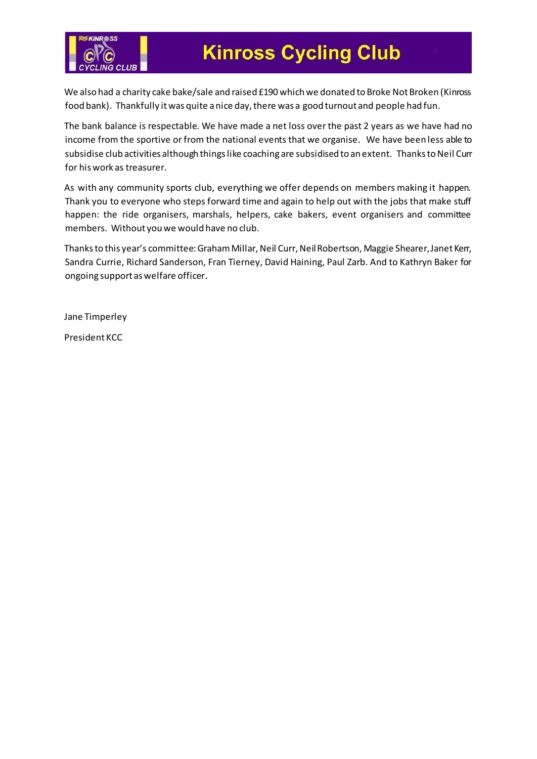We also had a charity cake bake/sale and raised £190 which we donated to Broke Not Broken (Kinross food bank). Thankfully it was quite a nice day, there was a good turnout and people had fun.

The bank balance is respectable. We have made a net loss over the past 2 years as we have had no income from the sportive or from the national events that we organise. We have been less able to subsidise club activities although things like coaching are subsidised to an extent. Thanks to Neil Curr for his work as treasurer.

As with any community sports club, everything we offer depends on members making it happen. Thank you to everyone who steps forward time and again to help out with the jobs that make stuff happen: the ride organisers, marshals, helpers, cake bakers, event organisers and committee members. Without you we would have no club.

Thanks to this year's committee: Graham Millar, Neil Curr, Neil Robertson, Maggie Shearer, Janet Kerr, Sandra Currie, Richard Sanderson, Fran Tierney, David Haining, Paul Zarb. And to Kathryn Baker for ongoing support as welfare officer.

Jane Timperley

President KCC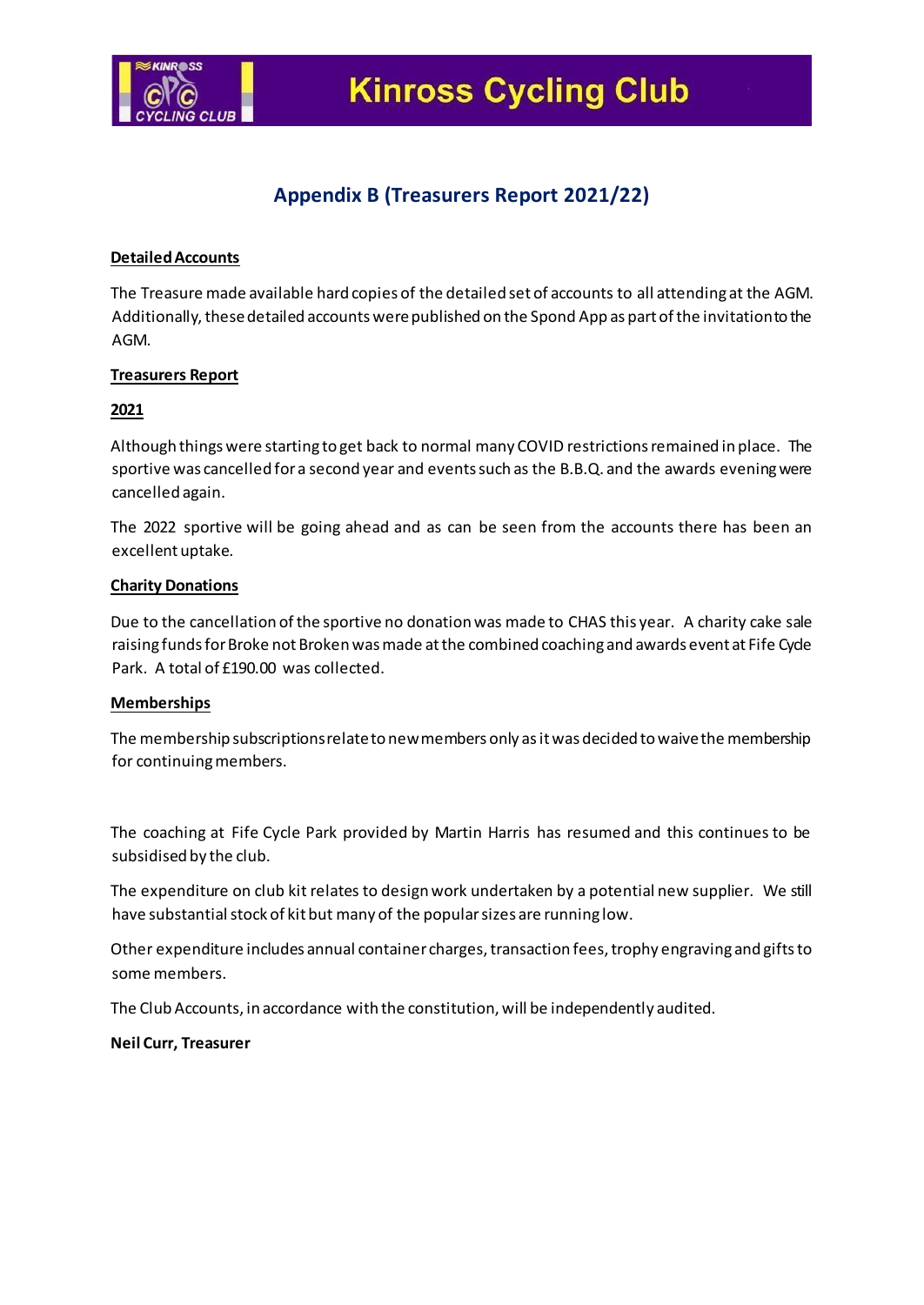# Kinross Cycling Club

## Appendix B (Treasurers Report 2021/22)

**Detailed Accounts**

The Treasure made available hard copies of the detailed set of accounts to all attending at the AGM. Additionally, these detailed accounts were published on the Spond App as part of the invitation to the AGM.

**Treasurers Report**

**2021**

Although things were starting to get back to normal many COVID restrictions remained in place. The sportive was cancelled for a second year and events such as the B.B.Q. and the awards evening were cancelled again.

The 2022 sportive will be going ahead and as can be seen from the accounts there has been an excellent uptake.

**Charity Donations**

Due to the cancellation of the sportive no donation was made to CHAS this year. A charity cake sale raising funds for Broke not Broken was made at the combined coaching and awards event at Fife Cycle Park. A total of £190.00 was collected.

**Memberships**

The membership subscriptions relate to new members only as it was decided to waive the membership for continuing members.

The coaching at Fife Cycle Park provided by Martin Harris has resumed and this continues to be subsidised by the club.

The expenditure on club kit relates to design work undertaken by a potential new supplier. We still have substantial stock of kit but many of the popular sizes are running low.

Other expenditure includes annual container charges, transaction fees, trophy engraving and gifts to some members.

The Club Accounts, in accordance with the constitution, will be independently audited.

**Neil Curr, Treasurer**